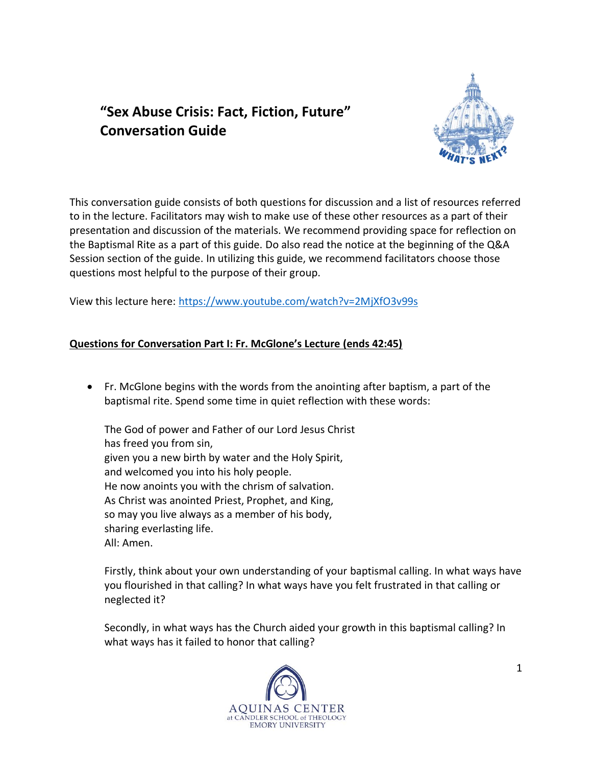# "Sex Abuse Crisis: Fact, Fiction, Future" Conversation Guide

This conversation guide consists of both questions for discussion and a list of resources referred to in the lecture. Facilitators may wish to make use of these other resources as a part of their presentation and discussion of the materials. We recommend providing space for reflection on the Baptismal Rite as a part of this guide. Do also read the notice at the beginning of the Q&A Session section of the guide. In utilizing this guide, we recommend facilitators choose those questions most helpful to the purpose of their group.

View this lecture here: [https://www.youtube.com/watch?v=2MjXfO3v99s](https://www.youtube.com/watch?v=2MjXfO3v99s)

## Questions for Conversation Part I: Fr. McGlone's Lecture (ends 42:45)

- Fr. McGlone begins with the words from the anointing after baptism, a part of the baptismal rite. Spend some time in quiet reflection with these words:

  The God of power and Father of our Lord Jesus Christ
  has freed you from sin,
  given you a new birth by water and the Holy Spirit,
  and welcomed you into his holy people.
  He now anoints you with the chrism of salvation.
  As Christ was anointed Priest, Prophet, and King,
  so may you live always as a member of his body,
  sharing everlasting life.
  All: Amen.

  Firstly, think about your own understanding of your baptismal calling. In what ways have you flourished in that calling? In what ways have you felt frustrated in that calling or neglected it?

  Secondly, in what ways has the Church aided your growth in this baptismal calling? In what ways has it failed to honor that calling?

AQUINAS CENTER
at CANDLER SCHOOL of THEOLOGY
EMORY UNIVERSITY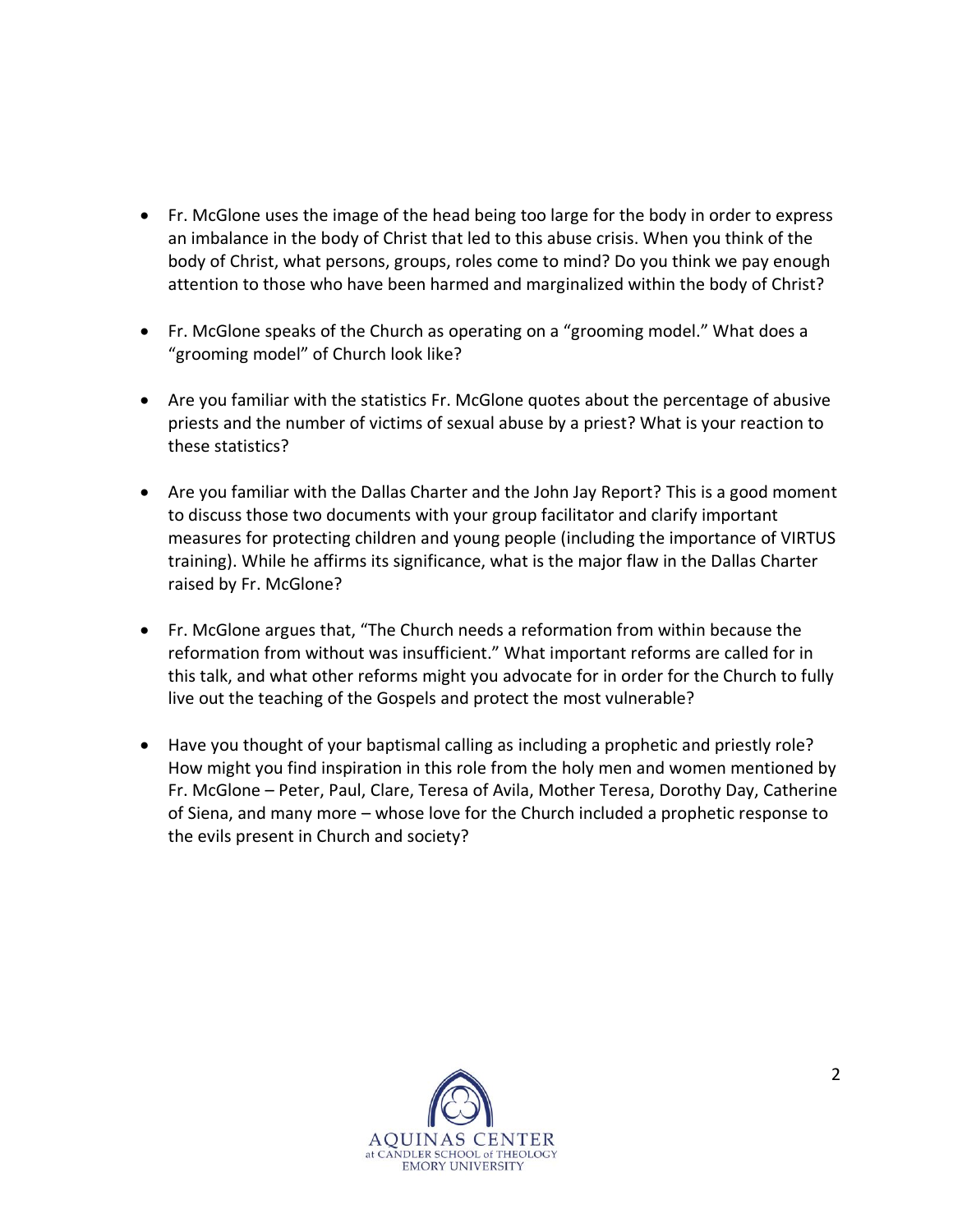- Fr. McGlone uses the image of the head being too large for the body in order to express an imbalance in the body of Christ that led to this abuse crisis. When you think of the body of Christ, what persons, groups, roles come to mind? Do you think we pay enough attention to those who have been harmed and marginalized within the body of Christ?

- Fr. McGlone speaks of the Church as operating on a "grooming model." What does a "grooming model" of Church look like?

- Are you familiar with the statistics Fr. McGlone quotes about the percentage of abusive priests and the number of victims of sexual abuse by a priest? What is your reaction to these statistics?

- Are you familiar with the Dallas Charter and the John Jay Report? This is a good moment to discuss those two documents with your group facilitator and clarify important measures for protecting children and young people (including the importance of VIRTUS training). While he affirms its significance, what is the major flaw in the Dallas Charter raised by Fr. McGlone?

- Fr. McGlone argues that, "The Church needs a reformation from within because the reformation from without was insufficient." What important reforms are called for in this talk, and what other reforms might you advocate for in order for the Church to fully live out the teaching of the Gospels and protect the most vulnerable?

- Have you thought of your baptismal calling as including a prophetic and priestly role? How might you find inspiration in this role from the holy men and women mentioned by Fr. McGlone – Peter, Paul, Clare, Teresa of Avila, Mother Teresa, Dorothy Day, Catherine of Siena, and many more – whose love for the Church included a prophetic response to the evils present in Church and society?

AQUINAS CENTER
at CANDLER SCHOOL of THEOLOGY
EMORY UNIVERSITY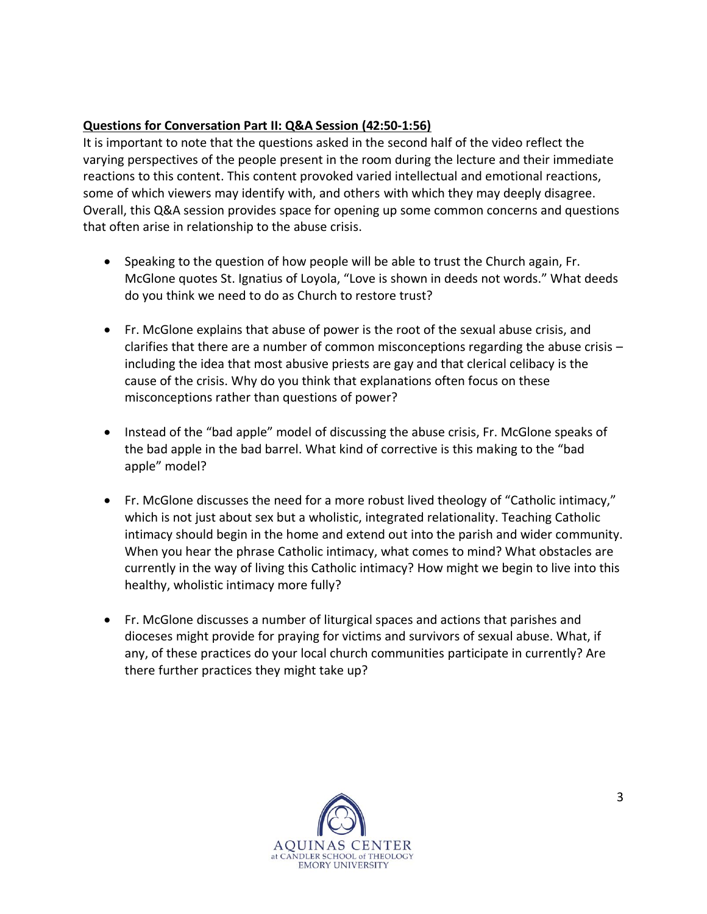**Questions for Conversation Part II: Q&A Session (42:50-1:56)**

It is important to note that the questions asked in the second half of the video reflect the varying perspectives of the people present in the room during the lecture and their immediate reactions to this content. This content provoked varied intellectual and emotional reactions, some of which viewers may identify with, and others with which they may deeply disagree. Overall, this Q&A session provides space for opening up some common concerns and questions that often arise in relationship to the abuse crisis.

- Speaking to the question of how people will be able to trust the Church again, Fr. McGlone quotes St. Ignatius of Loyola, "Love is shown in deeds not words." What deeds do you think we need to do as Church to restore trust?

- Fr. McGlone explains that abuse of power is the root of the sexual abuse crisis, and clarifies that there are a number of common misconceptions regarding the abuse crisis – including the idea that most abusive priests are gay and that clerical celibacy is the cause of the crisis. Why do you think that explanations often focus on these misconceptions rather than questions of power?

- Instead of the "bad apple" model of discussing the abuse crisis, Fr. McGlone speaks of the bad apple in the bad barrel. What kind of corrective is this making to the "bad apple" model?

- Fr. McGlone discusses the need for a more robust lived theology of "Catholic intimacy," which is not just about sex but a wholistic, integrated relationality. Teaching Catholic intimacy should begin in the home and extend out into the parish and wider community. When you hear the phrase Catholic intimacy, what comes to mind? What obstacles are currently in the way of living this Catholic intimacy? How might we begin to live into this healthy, wholistic intimacy more fully?

- Fr. McGlone discusses a number of liturgical spaces and actions that parishes and dioceses might provide for praying for victims and survivors of sexual abuse. What, if any, of these practices do your local church communities participate in currently? Are there further practices they might take up?

AQUINAS CENTER
at CANDLER SCHOOL of THEOLOGY
EMORY UNIVERSITY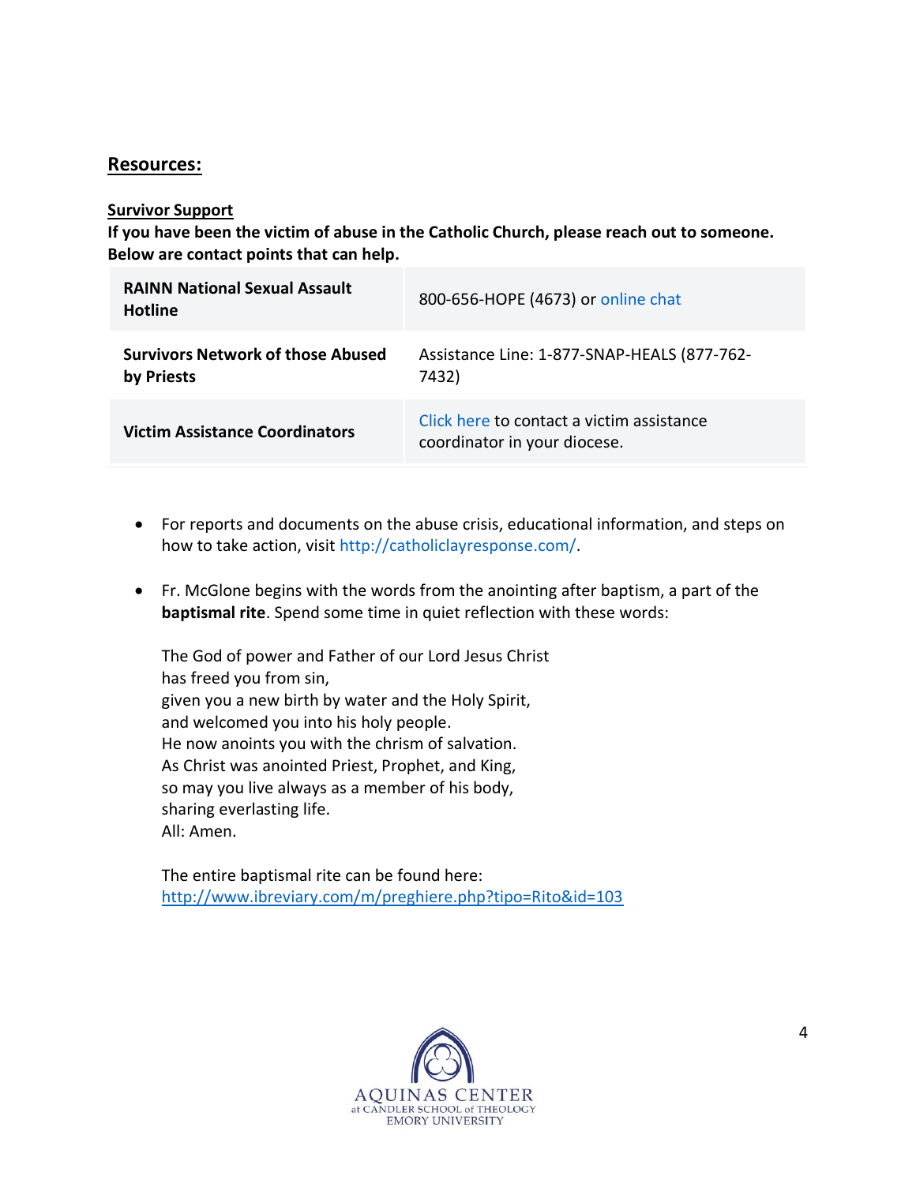## Resources:

**Survivor Support**

**If you have been the victim of abuse in the Catholic Church, please reach out to someone. Below are contact points that can help.**

| | |
|---|---|
| **RAINN National Sexual Assault Hotline** | 800-656-HOPE (4673) or online chat |
| **Survivors Network of those Abused by Priests** | Assistance Line: 1-877-SNAP-HEALS (877-762-7432) |
| **Victim Assistance Coordinators** | Click here to contact a victim assistance coordinator in your diocese. |

- For reports and documents on the abuse crisis, educational information, and steps on how to take action, visit http://catholiclayresponse.com/.

- Fr. McGlone begins with the words from the anointing after baptism, a part of the **baptismal rite**. Spend some time in quiet reflection with these words:

  The God of power and Father of our Lord Jesus Christ
  has freed you from sin,
  given you a new birth by water and the Holy Spirit,
  and welcomed you into his holy people.
  He now anoints you with the chrism of salvation.
  As Christ was anointed Priest, Prophet, and King,
  so may you live always as a member of his body,
  sharing everlasting life.
  All: Amen.

  The entire baptismal rite can be found here:
  http://www.ibreviary.com/m/preghiere.php?tipo=Rito&id=103

AQUINAS CENTER
at CANDLER SCHOOL of THEOLOGY
EMORY UNIVERSITY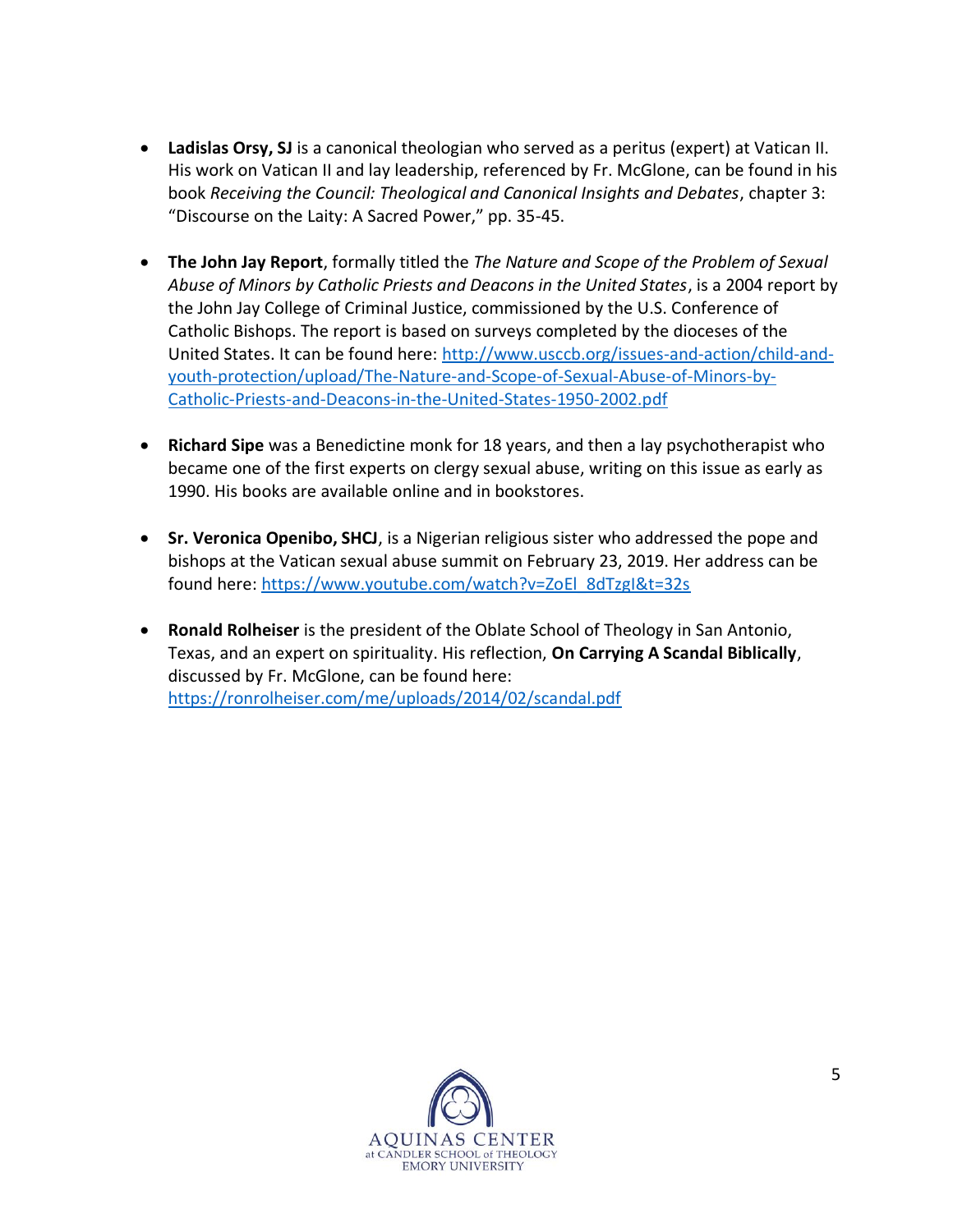- **Ladislas Orsy, SJ** is a canonical theologian who served as a peritus (expert) at Vatican II. His work on Vatican II and lay leadership, referenced by Fr. McGlone, can be found in his book *Receiving the Council: Theological and Canonical Insights and Debates*, chapter 3: "Discourse on the Laity: A Sacred Power," pp. 35-45.

- **The John Jay Report**, formally titled the *The Nature and Scope of the Problem of Sexual Abuse of Minors by Catholic Priests and Deacons in the United States*, is a 2004 report by the John Jay College of Criminal Justice, commissioned by the U.S. Conference of Catholic Bishops. The report is based on surveys completed by the dioceses of the United States. It can be found here: [http://www.usccb.org/issues-and-action/child-and-youth-protection/upload/The-Nature-and-Scope-of-Sexual-Abuse-of-Minors-by-Catholic-Priests-and-Deacons-in-the-United-States-1950-2002.pdf](http://www.usccb.org/issues-and-action/child-and-youth-protection/upload/The-Nature-and-Scope-of-Sexual-Abuse-of-Minors-by-Catholic-Priests-and-Deacons-in-the-United-States-1950-2002.pdf)

- **Richard Sipe** was a Benedictine monk for 18 years, and then a lay psychotherapist who became one of the first experts on clergy sexual abuse, writing on this issue as early as 1990. His books are available online and in bookstores.

- **Sr. Veronica Openibo, SHCJ**, is a Nigerian religious sister who addressed the pope and bishops at the Vatican sexual abuse summit on February 23, 2019. Her address can be found here: [https://www.youtube.com/watch?v=ZoEl_8dTzgI&t=32s](https://www.youtube.com/watch?v=ZoEl_8dTzgI&t=32s)

- **Ronald Rolheiser** is the president of the Oblate School of Theology in San Antonio, Texas, and an expert on spirituality. His reflection, **On Carrying A Scandal Biblically**, discussed by Fr. McGlone, can be found here: [https://ronrolheiser.com/me/uploads/2014/02/scandal.pdf](https://ronrolheiser.com/me/uploads/2014/02/scandal.pdf)

AQUINAS CENTER
at CANDLER SCHOOL of THEOLOGY
EMORY UNIVERSITY